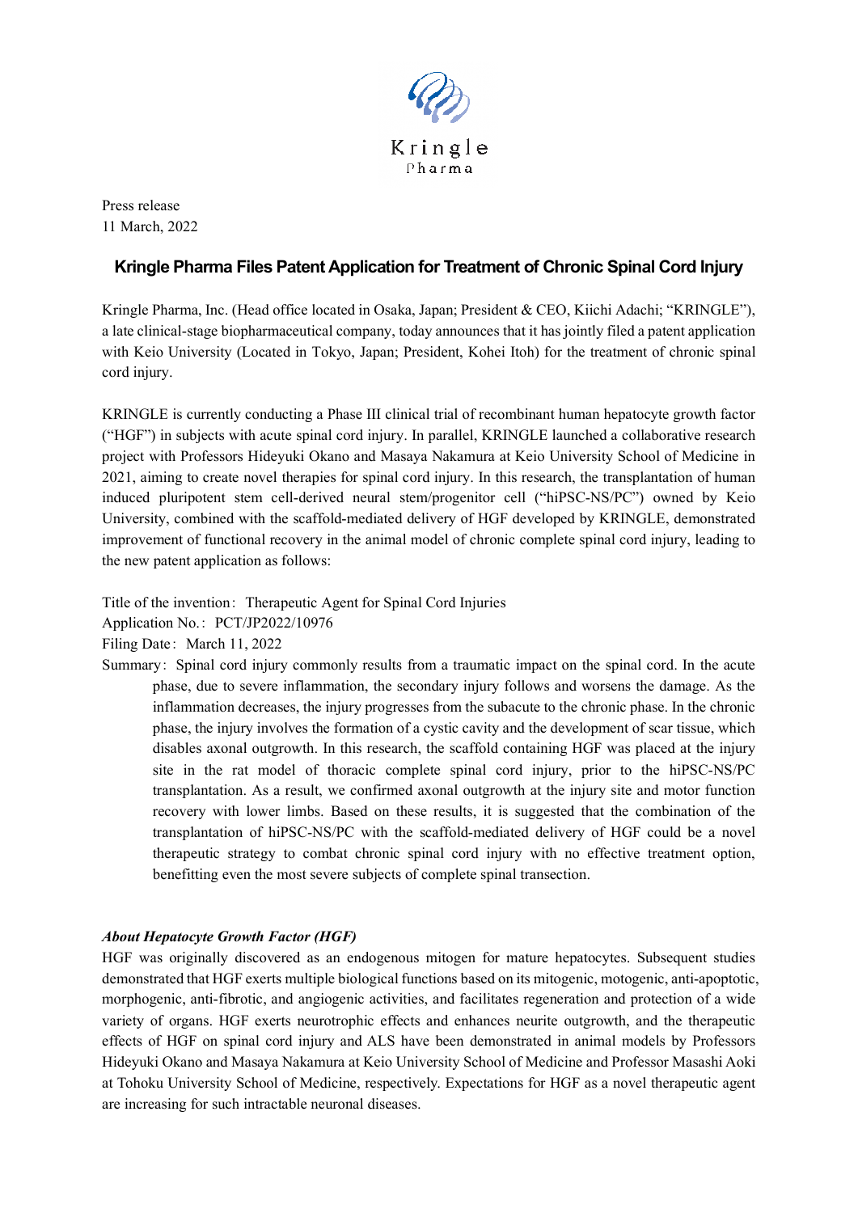Kringle
Pharma

Press release
11 March, 2022

## Kringle Pharma Files Patent Application for Treatment of Chronic Spinal Cord Injury

Kringle Pharma, Inc. (Head office located in Osaka, Japan; President & CEO, Kiichi Adachi; "KRINGLE"), a late clinical-stage biopharmaceutical company, today announces that it has jointly filed a patent application with Keio University (Located in Tokyo, Japan; President, Kohei Itoh) for the treatment of chronic spinal cord injury.

KRINGLE is currently conducting a Phase III clinical trial of recombinant human hepatocyte growth factor ("HGF") in subjects with acute spinal cord injury. In parallel, KRINGLE launched a collaborative research project with Professors Hideyuki Okano and Masaya Nakamura at Keio University School of Medicine in 2021, aiming to create novel therapies for spinal cord injury. In this research, the transplantation of human induced pluripotent stem cell-derived neural stem/progenitor cell ("hiPSC-NS/PC") owned by Keio University, combined with the scaffold-mediated delivery of HGF developed by KRINGLE, demonstrated improvement of functional recovery in the animal model of chronic complete spinal cord injury, leading to the new patent application as follows:

Title of the invention：Therapeutic Agent for Spinal Cord Injuries
Application No.：PCT/JP2022/10976
Filing Date：March 11, 2022
Summary：Spinal cord injury commonly results from a traumatic impact on the spinal cord. In the acute phase, due to severe inflammation, the secondary injury follows and worsens the damage. As the inflammation decreases, the injury progresses from the subacute to the chronic phase. In the chronic phase, the injury involves the formation of a cystic cavity and the development of scar tissue, which disables axonal outgrowth. In this research, the scaffold containing HGF was placed at the injury site in the rat model of thoracic complete spinal cord injury, prior to the hiPSC-NS/PC transplantation. As a result, we confirmed axonal outgrowth at the injury site and motor function recovery with lower limbs. Based on these results, it is suggested that the combination of the transplantation of hiPSC-NS/PC with the scaffold-mediated delivery of HGF could be a novel therapeutic strategy to combat chronic spinal cord injury with no effective treatment option, benefitting even the most severe subjects of complete spinal transection.

### *About Hepatocyte Growth Factor (HGF)*

HGF was originally discovered as an endogenous mitogen for mature hepatocytes. Subsequent studies demonstrated that HGF exerts multiple biological functions based on its mitogenic, motogenic, anti-apoptotic, morphogenic, anti-fibrotic, and angiogenic activities, and facilitates regeneration and protection of a wide variety of organs. HGF exerts neurotrophic effects and enhances neurite outgrowth, and the therapeutic effects of HGF on spinal cord injury and ALS have been demonstrated in animal models by Professors Hideyuki Okano and Masaya Nakamura at Keio University School of Medicine and Professor Masashi Aoki at Tohoku University School of Medicine, respectively. Expectations for HGF as a novel therapeutic agent are increasing for such intractable neuronal diseases.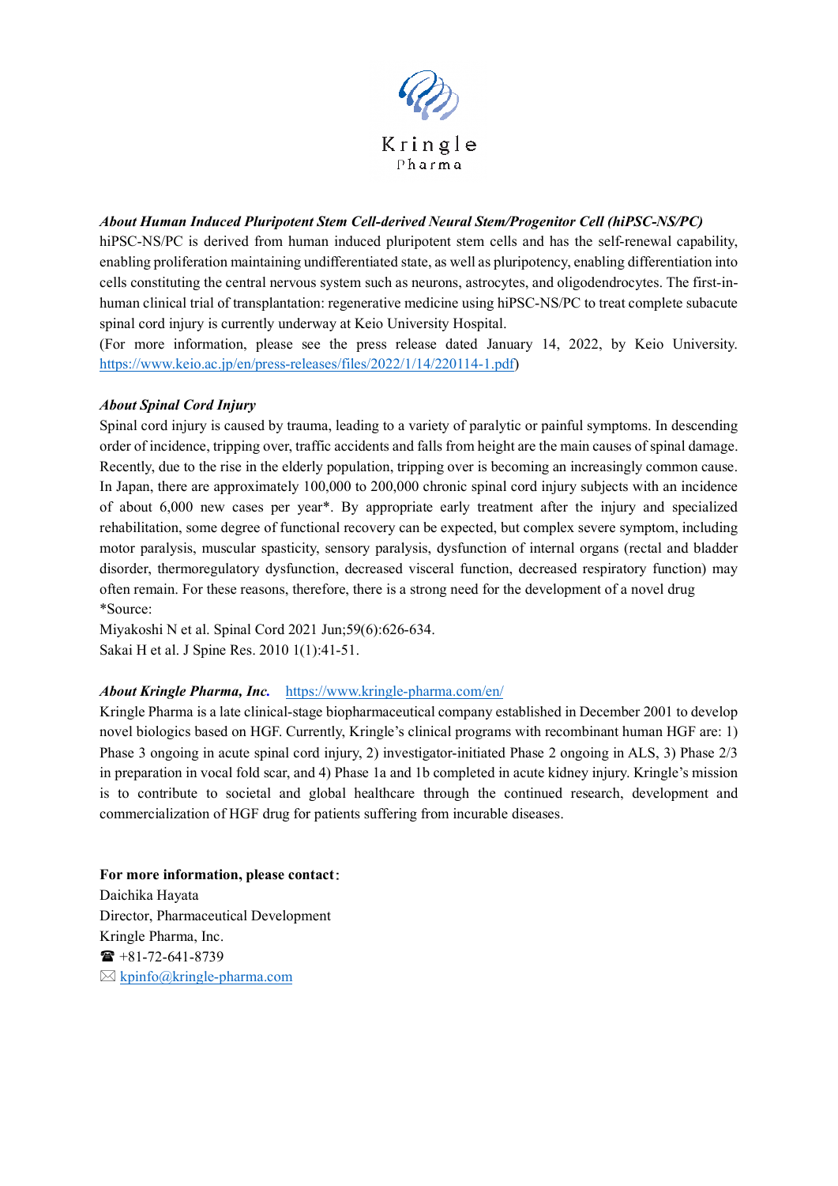Kringle
Pharma

### *About Human Induced Pluripotent Stem Cell-derived Neural Stem/Progenitor Cell (hiPSC-NS/PC)*

hiPSC-NS/PC is derived from human induced pluripotent stem cells and has the self-renewal capability, enabling proliferation maintaining undifferentiated state, as well as pluripotency, enabling differentiation into cells constituting the central nervous system such as neurons, astrocytes, and oligodendrocytes. The first-in-human clinical trial of transplantation: regenerative medicine using hiPSC-NS/PC to treat complete subacute spinal cord injury is currently underway at Keio University Hospital.

(For more information, please see the press release dated January 14, 2022, by Keio University. https://www.keio.ac.jp/en/press-releases/files/2022/1/14/220114-1.pdf)

### *About Spinal Cord Injury*

Spinal cord injury is caused by trauma, leading to a variety of paralytic or painful symptoms. In descending order of incidence, tripping over, traffic accidents and falls from height are the main causes of spinal damage. Recently, due to the rise in the elderly population, tripping over is becoming an increasingly common cause. In Japan, there are approximately 100,000 to 200,000 chronic spinal cord injury subjects with an incidence of about 6,000 new cases per year*. By appropriate early treatment after the injury and specialized rehabilitation, some degree of functional recovery can be expected, but complex severe symptom, including motor paralysis, muscular spasticity, sensory paralysis, dysfunction of internal organs (rectal and bladder disorder, thermoregulatory dysfunction, decreased visceral function, decreased respiratory function) may often remain. For these reasons, therefore, there is a strong need for the development of a novel drug

*Source:

Miyakoshi N et al. Spinal Cord 2021 Jun;59(6):626-634.

Sakai H et al. J Spine Res. 2010 1(1):41-51.

### *About Kringle Pharma, Inc.* https://www.kringle-pharma.com/en/

Kringle Pharma is a late clinical-stage biopharmaceutical company established in December 2001 to develop novel biologics based on HGF. Currently, Kringle's clinical programs with recombinant human HGF are: 1) Phase 3 ongoing in acute spinal cord injury, 2) investigator-initiated Phase 2 ongoing in ALS, 3) Phase 2/3 in preparation in vocal fold scar, and 4) Phase 1a and 1b completed in acute kidney injury. Kringle's mission is to contribute to societal and global healthcare through the continued research, development and commercialization of HGF drug for patients suffering from incurable diseases.

**For more information, please contact**：

Daichika Hayata

Director, Pharmaceutical Development

Kringle Pharma, Inc.

☎ +81-72-641-8739

✉ kpinfo@kringle-pharma.com